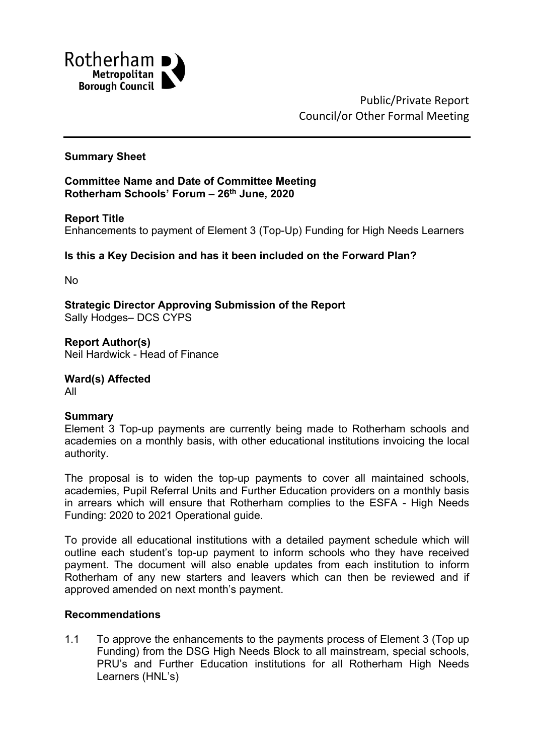Rotherham Metropolitan Borough Council

Public/Private Report
Council/or Other Formal Meeting

**Summary Sheet**

**Committee Name and Date of Committee Meeting**
**Rotherham Schools' Forum – 26th June, 2020**

**Report Title**
Enhancements to payment of Element 3 (Top-Up) Funding for High Needs Learners

**Is this a Key Decision and has it been included on the Forward Plan?**

No

**Strategic Director Approving Submission of the Report**
Sally Hodges– DCS CYPS

**Report Author(s)**
Neil Hardwick - Head of Finance

**Ward(s) Affected**
All

**Summary**
Element 3 Top-up payments are currently being made to Rotherham schools and academies on a monthly basis, with other educational institutions invoicing the local authority.

The proposal is to widen the top-up payments to cover all maintained schools, academies, Pupil Referral Units and Further Education providers on a monthly basis in arrears which will ensure that Rotherham complies to the ESFA - High Needs Funding: 2020 to 2021 Operational guide.

To provide all educational institutions with a detailed payment schedule which will outline each student's top-up payment to inform schools who they have received payment. The document will also enable updates from each institution to inform Rotherham of any new starters and leavers which can then be reviewed and if approved amended on next month's payment.

**Recommendations**

1.1 To approve the enhancements to the payments process of Element 3 (Top up Funding) from the DSG High Needs Block to all mainstream, special schools, PRU's and Further Education institutions for all Rotherham High Needs Learners (HNL's)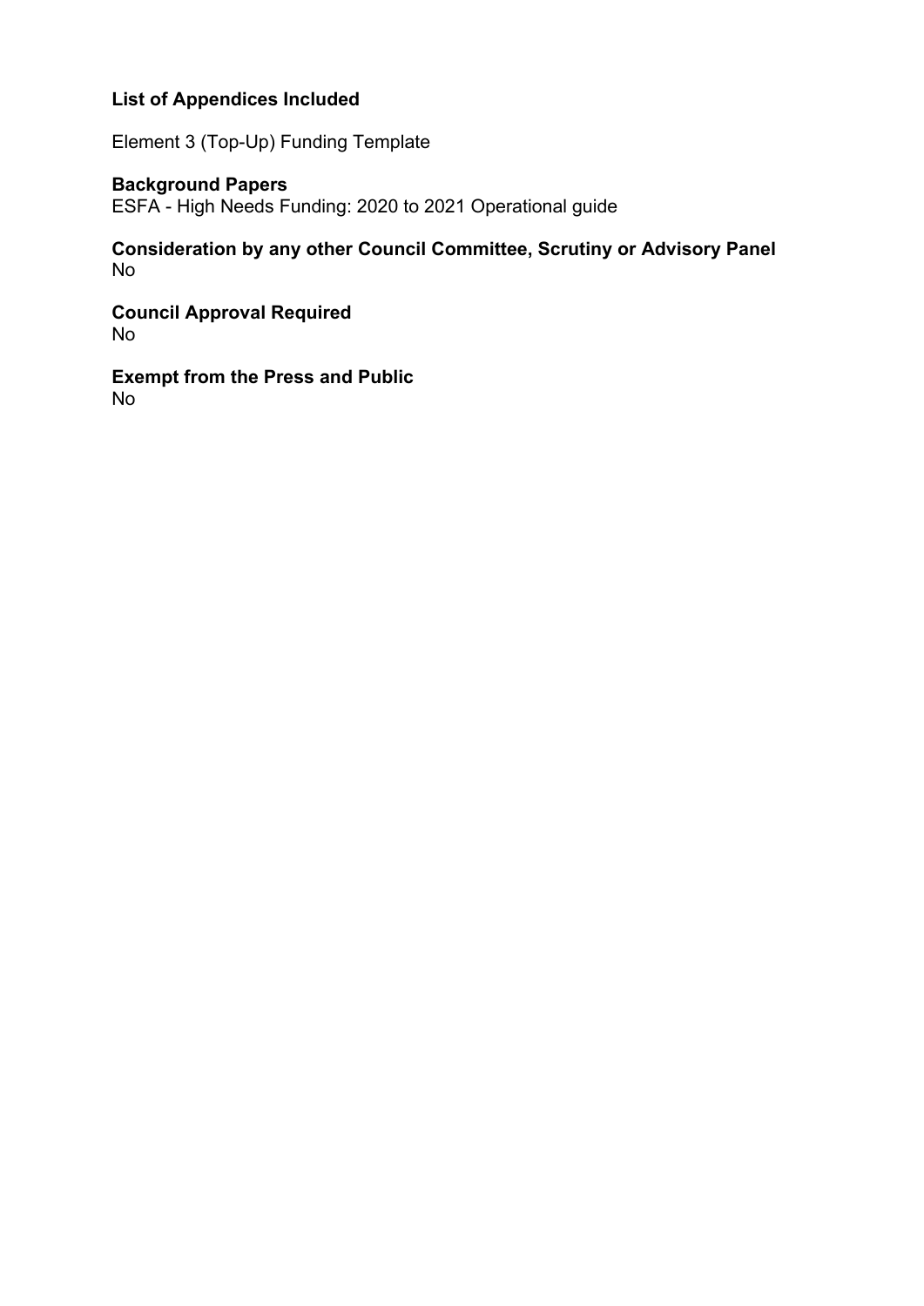**List of Appendices Included**

Element 3 (Top-Up) Funding Template

**Background Papers**

ESFA - High Needs Funding: 2020 to 2021 Operational guide

**Consideration by any other Council Committee, Scrutiny or Advisory Panel**

No

**Council Approval Required**

No

**Exempt from the Press and Public**

No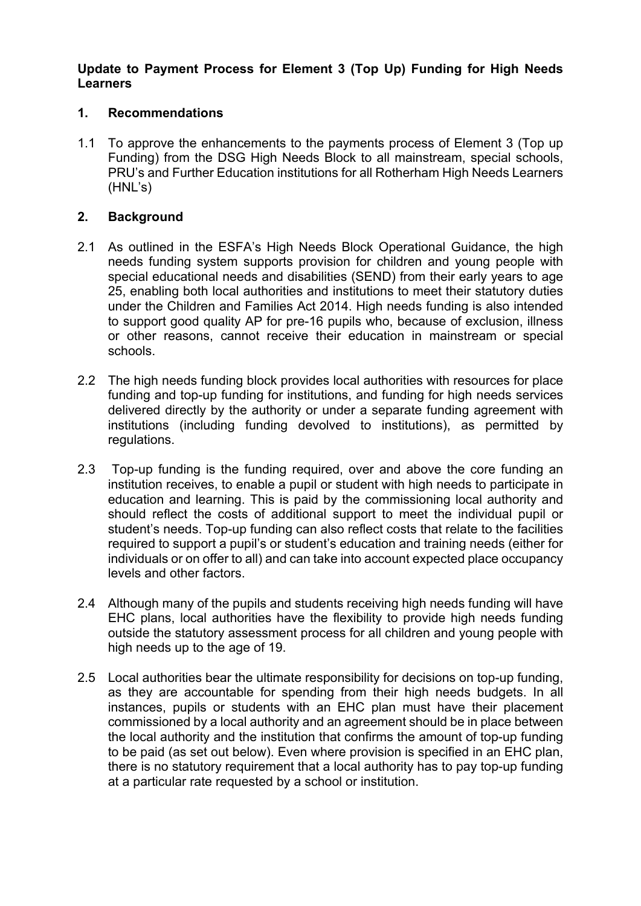**Update to Payment Process for Element 3 (Top Up) Funding for High Needs Learners**

## 1. Recommendations

1.1 To approve the enhancements to the payments process of Element 3 (Top up Funding) from the DSG High Needs Block to all mainstream, special schools, PRU's and Further Education institutions for all Rotherham High Needs Learners (HNL's)

## 2. Background

2.1 As outlined in the ESFA's High Needs Block Operational Guidance, the high needs funding system supports provision for children and young people with special educational needs and disabilities (SEND) from their early years to age 25, enabling both local authorities and institutions to meet their statutory duties under the Children and Families Act 2014. High needs funding is also intended to support good quality AP for pre-16 pupils who, because of exclusion, illness or other reasons, cannot receive their education in mainstream or special schools.

2.2 The high needs funding block provides local authorities with resources for place funding and top-up funding for institutions, and funding for high needs services delivered directly by the authority or under a separate funding agreement with institutions (including funding devolved to institutions), as permitted by regulations.

2.3 Top-up funding is the funding required, over and above the core funding an institution receives, to enable a pupil or student with high needs to participate in education and learning. This is paid by the commissioning local authority and should reflect the costs of additional support to meet the individual pupil or student's needs. Top-up funding can also reflect costs that relate to the facilities required to support a pupil's or student's education and training needs (either for individuals or on offer to all) and can take into account expected place occupancy levels and other factors.

2.4 Although many of the pupils and students receiving high needs funding will have EHC plans, local authorities have the flexibility to provide high needs funding outside the statutory assessment process for all children and young people with high needs up to the age of 19.

2.5 Local authorities bear the ultimate responsibility for decisions on top-up funding, as they are accountable for spending from their high needs budgets. In all instances, pupils or students with an EHC plan must have their placement commissioned by a local authority and an agreement should be in place between the local authority and the institution that confirms the amount of top-up funding to be paid (as set out below). Even where provision is specified in an EHC plan, there is no statutory requirement that a local authority has to pay top-up funding at a particular rate requested by a school or institution.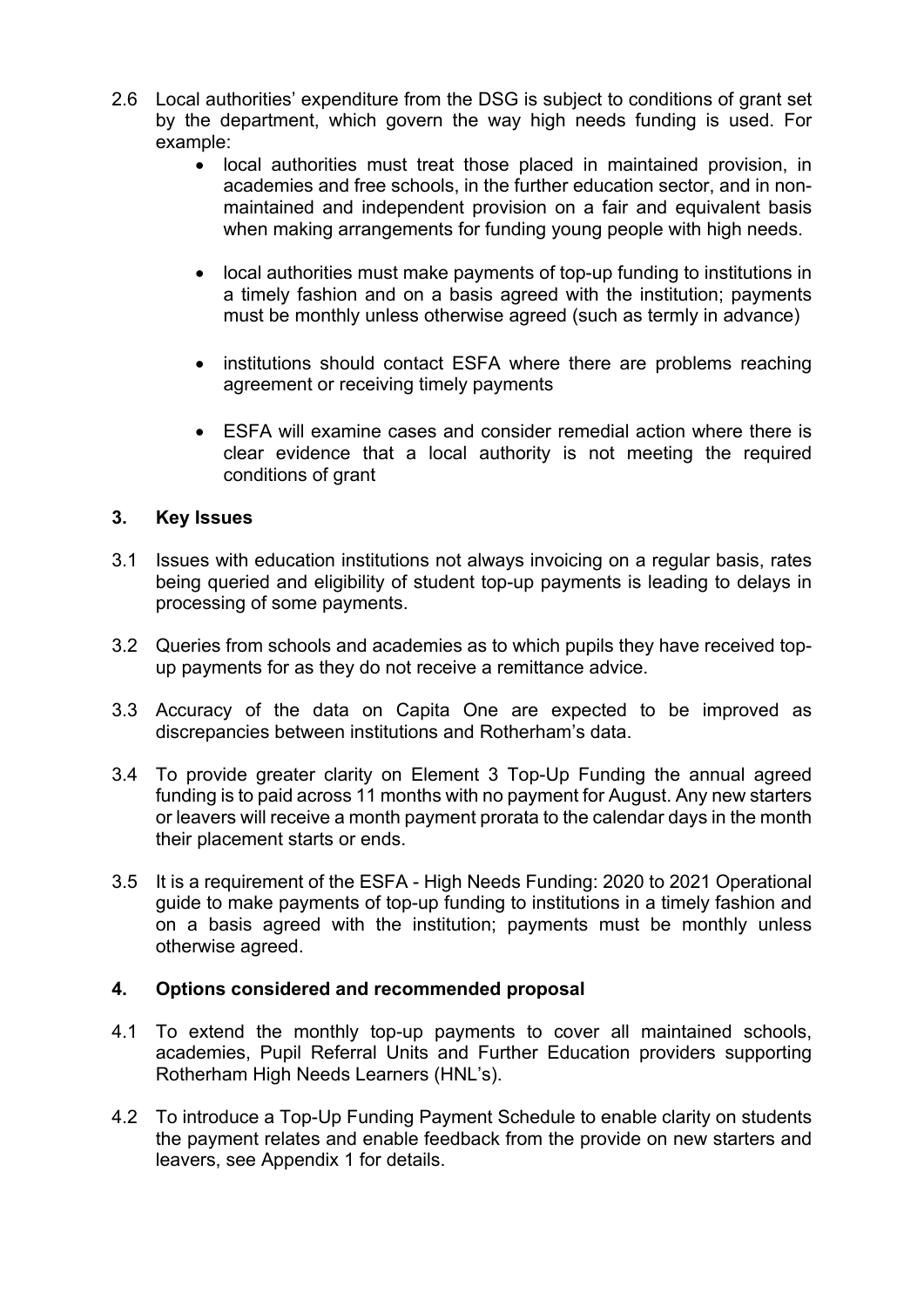2.6 Local authorities' expenditure from the DSG is subject to conditions of grant set by the department, which govern the way high needs funding is used. For example:

- local authorities must treat those placed in maintained provision, in academies and free schools, in the further education sector, and in non-maintained and independent provision on a fair and equivalent basis when making arrangements for funding young people with high needs.

- local authorities must make payments of top-up funding to institutions in a timely fashion and on a basis agreed with the institution; payments must be monthly unless otherwise agreed (such as termly in advance)

- institutions should contact ESFA where there are problems reaching agreement or receiving timely payments

- ESFA will examine cases and consider remedial action where there is clear evidence that a local authority is not meeting the required conditions of grant

## 3. Key Issues

3.1 Issues with education institutions not always invoicing on a regular basis, rates being queried and eligibility of student top-up payments is leading to delays in processing of some payments.

3.2 Queries from schools and academies as to which pupils they have received top-up payments for as they do not receive a remittance advice.

3.3 Accuracy of the data on Capita One are expected to be improved as discrepancies between institutions and Rotherham's data.

3.4 To provide greater clarity on Element 3 Top-Up Funding the annual agreed funding is to paid across 11 months with no payment for August. Any new starters or leavers will receive a month payment prorata to the calendar days in the month their placement starts or ends.

3.5 It is a requirement of the ESFA - High Needs Funding: 2020 to 2021 Operational guide to make payments of top-up funding to institutions in a timely fashion and on a basis agreed with the institution; payments must be monthly unless otherwise agreed.

## 4. Options considered and recommended proposal

4.1 To extend the monthly top-up payments to cover all maintained schools, academies, Pupil Referral Units and Further Education providers supporting Rotherham High Needs Learners (HNL's).

4.2 To introduce a Top-Up Funding Payment Schedule to enable clarity on students the payment relates and enable feedback from the provide on new starters and leavers, see Appendix 1 for details.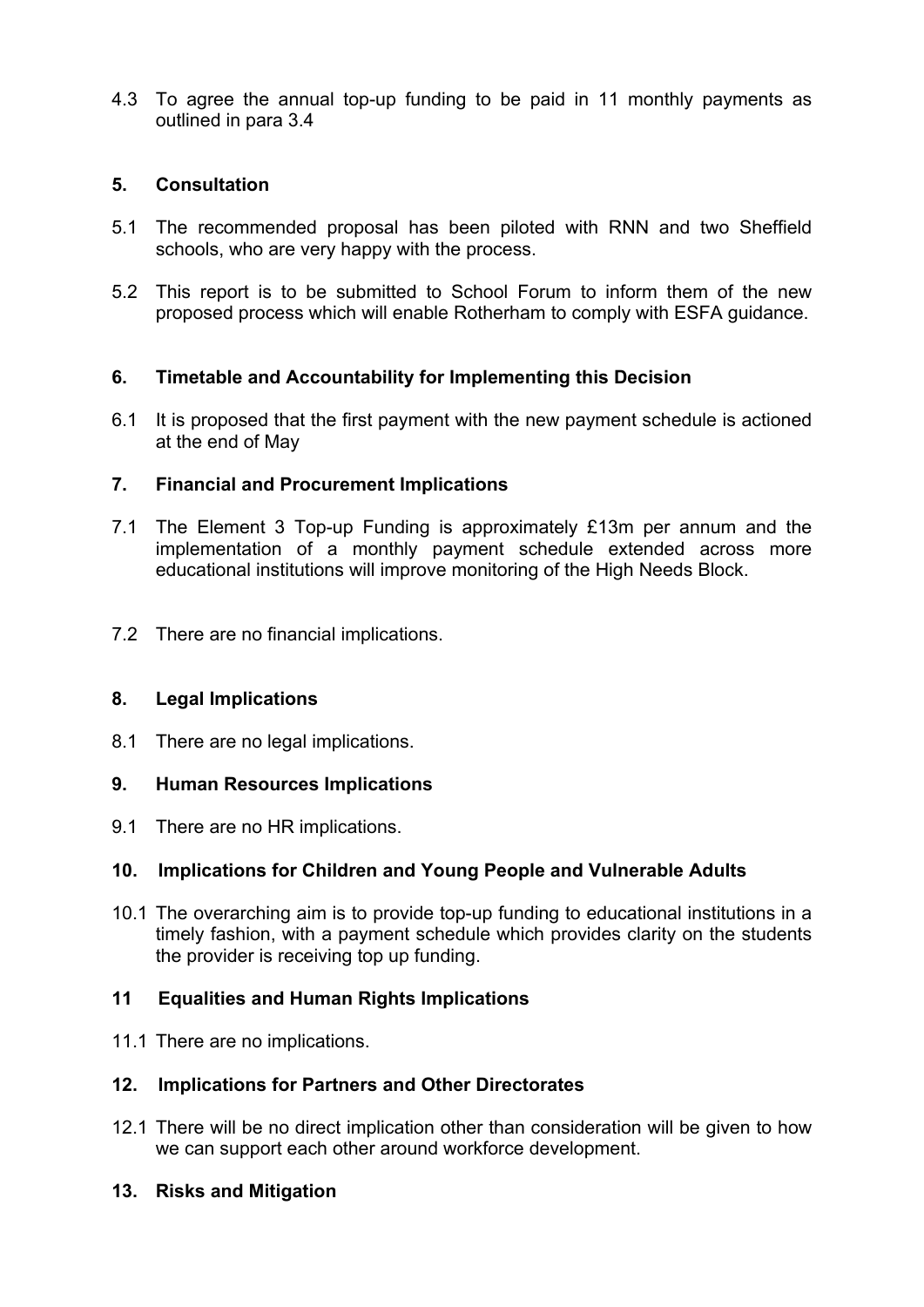4.3 To agree the annual top-up funding to be paid in 11 monthly payments as outlined in para 3.4

## 5. Consultation

5.1 The recommended proposal has been piloted with RNN and two Sheffield schools, who are very happy with the process.

5.2 This report is to be submitted to School Forum to inform them of the new proposed process which will enable Rotherham to comply with ESFA guidance.

## 6. Timetable and Accountability for Implementing this Decision

6.1 It is proposed that the first payment with the new payment schedule is actioned at the end of May

## 7. Financial and Procurement Implications

7.1 The Element 3 Top-up Funding is approximately £13m per annum and the implementation of a monthly payment schedule extended across more educational institutions will improve monitoring of the High Needs Block.

7.2 There are no financial implications.

## 8. Legal Implications

8.1 There are no legal implications.

## 9. Human Resources Implications

9.1 There are no HR implications.

## 10. Implications for Children and Young People and Vulnerable Adults

10.1 The overarching aim is to provide top-up funding to educational institutions in a timely fashion, with a payment schedule which provides clarity on the students the provider is receiving top up funding.

## 11 Equalities and Human Rights Implications

11.1 There are no implications.

## 12. Implications for Partners and Other Directorates

12.1 There will be no direct implication other than consideration will be given to how we can support each other around workforce development.

## 13. Risks and Mitigation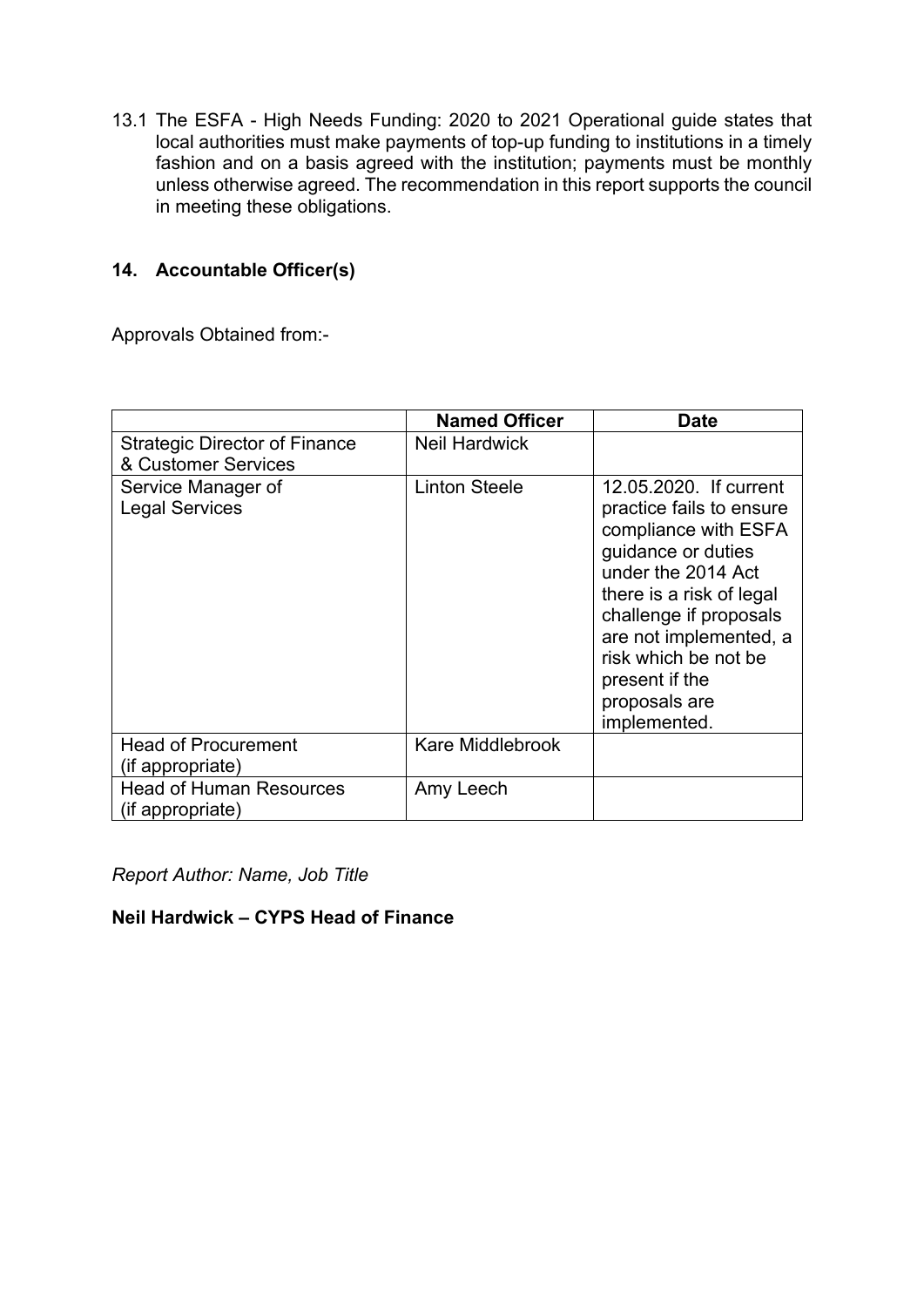13.1 The ESFA - High Needs Funding: 2020 to 2021 Operational guide states that local authorities must make payments of top-up funding to institutions in a timely fashion and on a basis agreed with the institution; payments must be monthly unless otherwise agreed. The recommendation in this report supports the council in meeting these obligations.

## 14. Accountable Officer(s)

Approvals Obtained from:-

| | Named Officer | Date |
|---|---|---|
| Strategic Director of Finance & Customer Services | Neil Hardwick | |
| Service Manager of Legal Services | Linton Steele | 12.05.2020. If current practice fails to ensure compliance with ESFA guidance or duties under the 2014 Act there is a risk of legal challenge if proposals are not implemented, a risk which be not be present if the proposals are implemented. |
| Head of Procurement (if appropriate) | Kare Middlebrook | |
| Head of Human Resources (if appropriate) | Amy Leech | |

*Report Author: Name, Job Title*

**Neil Hardwick – CYPS Head of Finance**